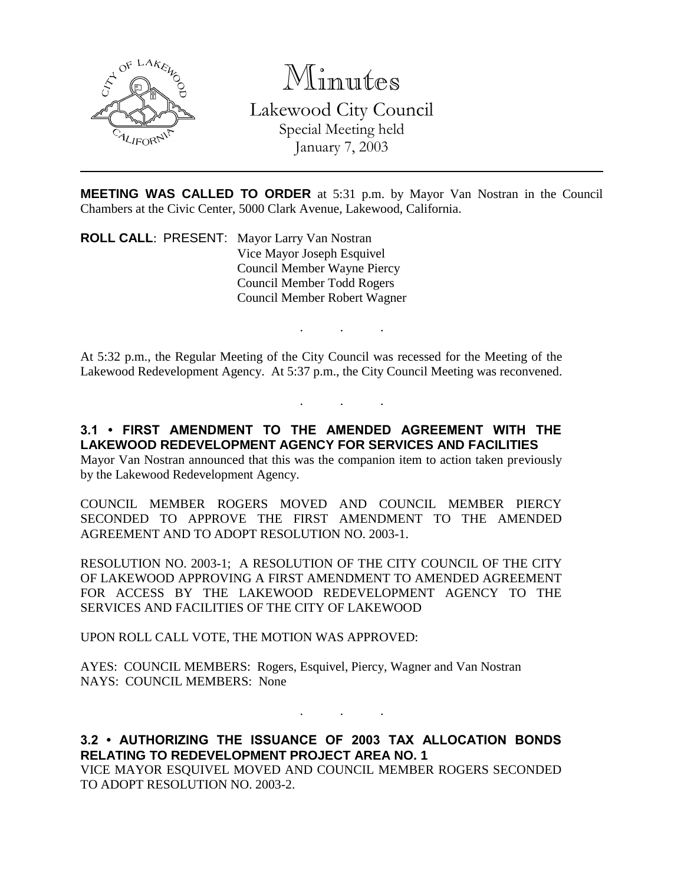# Minutes

## Lakewood City Council

Special Meeting held
January 7, 2003

---

**MEETING WAS CALLED TO ORDER** at 5:31 p.m. by Mayor Van Nostran in the Council Chambers at the Civic Center, 5000 Clark Avenue, Lakewood, California.

**ROLL CALL**: PRESENT: Mayor Larry Van Nostran
Vice Mayor Joseph Esquivel
Council Member Wayne Piercy
Council Member Todd Rogers
Council Member Robert Wagner

. . .

At 5:32 p.m., the Regular Meeting of the City Council was recessed for the Meeting of the Lakewood Redevelopment Agency. At 5:37 p.m., the City Council Meeting was reconvened.

. . .

**3.1 • FIRST AMENDMENT TO THE AMENDED AGREEMENT WITH THE LAKEWOOD REDEVELOPMENT AGENCY FOR SERVICES AND FACILITIES**

Mayor Van Nostran announced that this was the companion item to action taken previously by the Lakewood Redevelopment Agency.

COUNCIL MEMBER ROGERS MOVED AND COUNCIL MEMBER PIERCY SECONDED TO APPROVE THE FIRST AMENDMENT TO THE AMENDED AGREEMENT AND TO ADOPT RESOLUTION NO. 2003-1.

RESOLUTION NO. 2003-1; A RESOLUTION OF THE CITY COUNCIL OF THE CITY OF LAKEWOOD APPROVING A FIRST AMENDMENT TO AMENDED AGREEMENT FOR ACCESS BY THE LAKEWOOD REDEVELOPMENT AGENCY TO THE SERVICES AND FACILITIES OF THE CITY OF LAKEWOOD

UPON ROLL CALL VOTE, THE MOTION WAS APPROVED:

AYES: COUNCIL MEMBERS: Rogers, Esquivel, Piercy, Wagner and Van Nostran
NAYS: COUNCIL MEMBERS: None

. . .

**3.2 • AUTHORIZING THE ISSUANCE OF 2003 TAX ALLOCATION BONDS RELATING TO REDEVELOPMENT PROJECT AREA NO. 1**

VICE MAYOR ESQUIVEL MOVED AND COUNCIL MEMBER ROGERS SECONDED TO ADOPT RESOLUTION NO. 2003-2.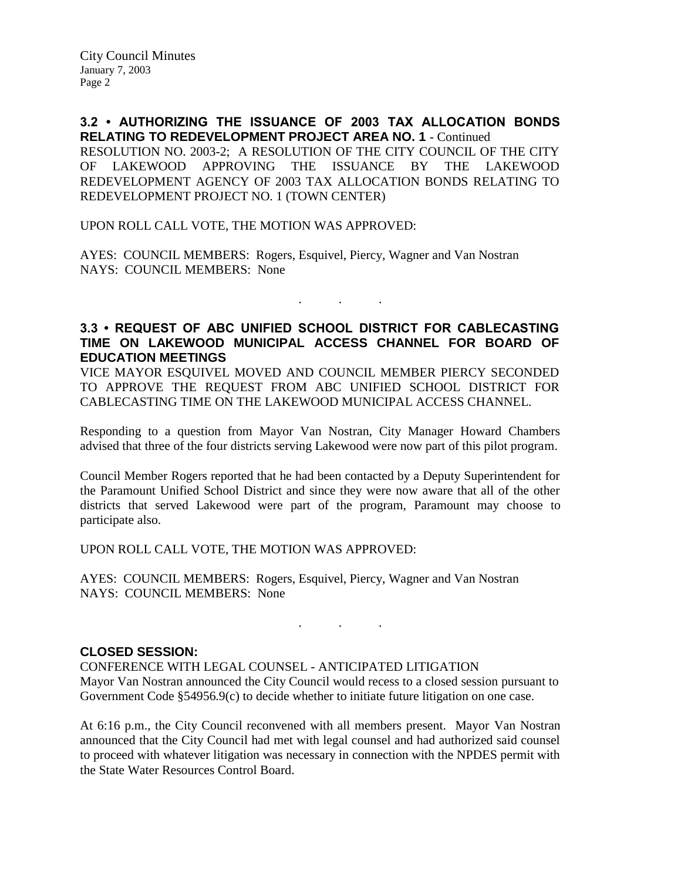**3.2 • AUTHORIZING THE ISSUANCE OF 2003 TAX ALLOCATION BONDS RELATING TO REDEVELOPMENT PROJECT AREA NO. 1** - Continued

RESOLUTION NO. 2003-2; A RESOLUTION OF THE CITY COUNCIL OF THE CITY OF LAKEWOOD APPROVING THE ISSUANCE BY THE LAKEWOOD REDEVELOPMENT AGENCY OF 2003 TAX ALLOCATION BONDS RELATING TO REDEVELOPMENT PROJECT NO. 1 (TOWN CENTER)

UPON ROLL CALL VOTE, THE MOTION WAS APPROVED:

AYES: COUNCIL MEMBERS: Rogers, Esquivel, Piercy, Wagner and Van Nostran
NAYS: COUNCIL MEMBERS: None

. . .

**3.3 • REQUEST OF ABC UNIFIED SCHOOL DISTRICT FOR CABLECASTING TIME ON LAKEWOOD MUNICIPAL ACCESS CHANNEL FOR BOARD OF EDUCATION MEETINGS**

VICE MAYOR ESQUIVEL MOVED AND COUNCIL MEMBER PIERCY SECONDED TO APPROVE THE REQUEST FROM ABC UNIFIED SCHOOL DISTRICT FOR CABLECASTING TIME ON THE LAKEWOOD MUNICIPAL ACCESS CHANNEL.

Responding to a question from Mayor Van Nostran, City Manager Howard Chambers advised that three of the four districts serving Lakewood were now part of this pilot program.

Council Member Rogers reported that he had been contacted by a Deputy Superintendent for the Paramount Unified School District and since they were now aware that all of the other districts that served Lakewood were part of the program, Paramount may choose to participate also.

UPON ROLL CALL VOTE, THE MOTION WAS APPROVED:

AYES: COUNCIL MEMBERS: Rogers, Esquivel, Piercy, Wagner and Van Nostran
NAYS: COUNCIL MEMBERS: None

. . .

**CLOSED SESSION:**

CONFERENCE WITH LEGAL COUNSEL - ANTICIPATED LITIGATION
Mayor Van Nostran announced the City Council would recess to a closed session pursuant to Government Code §54956.9(c) to decide whether to initiate future litigation on one case.

At 6:16 p.m., the City Council reconvened with all members present. Mayor Van Nostran announced that the City Council had met with legal counsel and had authorized said counsel to proceed with whatever litigation was necessary in connection with the NPDES permit with the State Water Resources Control Board.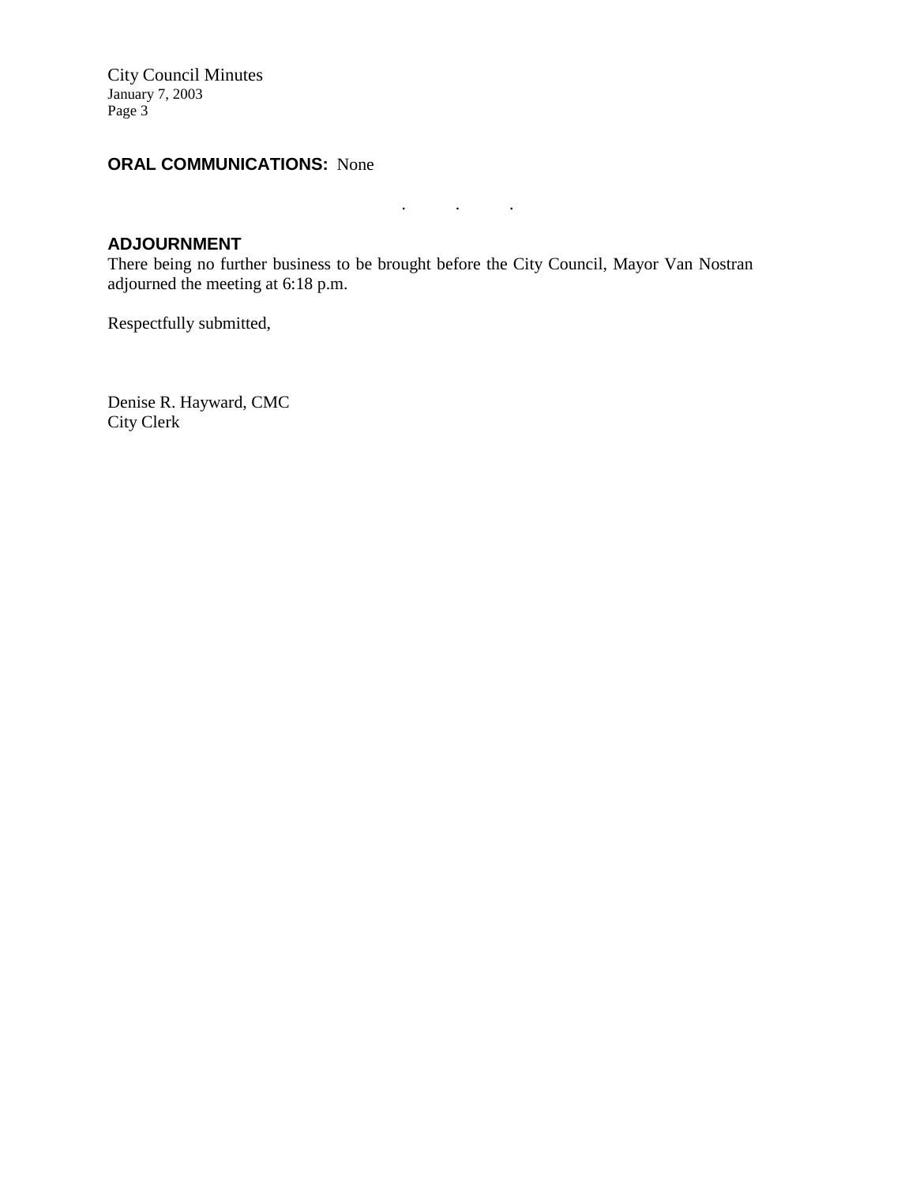**ORAL COMMUNICATIONS:** None

. . .

**ADJOURNMENT**

There being no further business to be brought before the City Council, Mayor Van Nostran adjourned the meeting at 6:18 p.m.

Respectfully submitted,

Denise R. Hayward, CMC
City Clerk